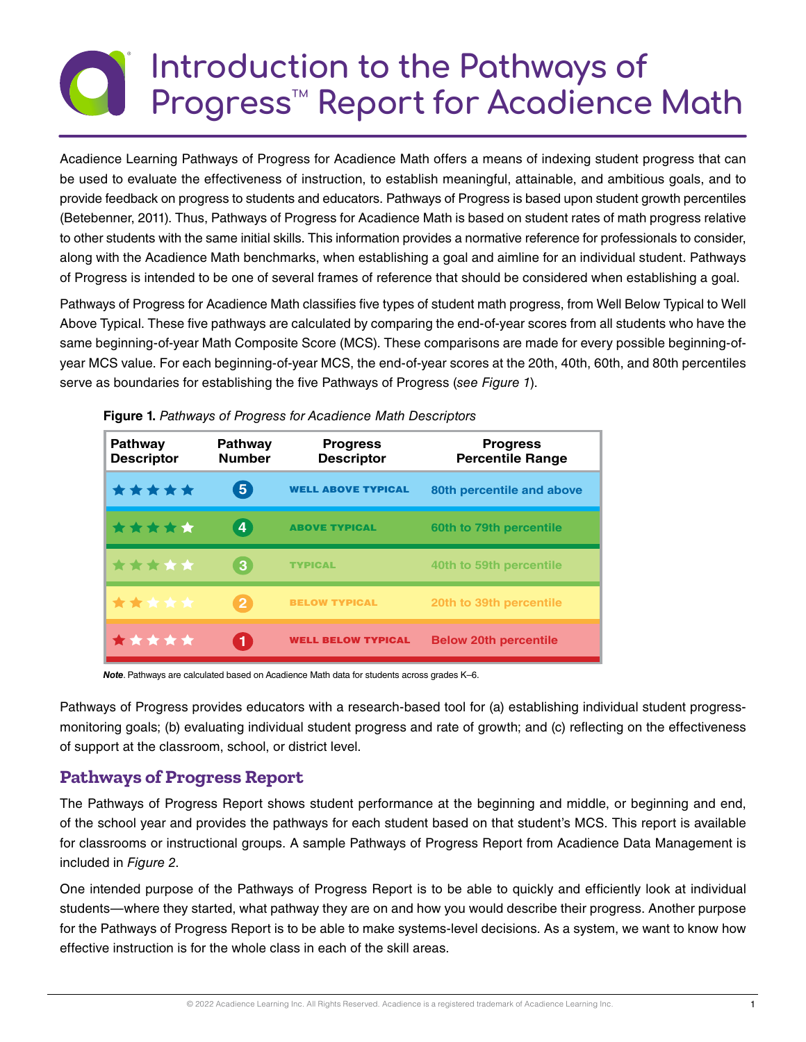# Introduction to the Pathways of Progress™ Report for Acadience Math

Acadience Learning Pathways of Progress for Acadience Math offers a means of indexing student progress that can be used to evaluate the effectiveness of instruction, to establish meaningful, attainable, and ambitious goals, and to provide feedback on progress to students and educators. Pathways of Progress is based upon student growth percentiles (Betebenner, 2011). Thus, Pathways of Progress for Acadience Math is based on student rates of math progress relative to other students with the same initial skills. This information provides a normative reference for professionals to consider, along with the Acadience Math benchmarks, when establishing a goal and aimline for an individual student. Pathways of Progress is intended to be one of several frames of reference that should be considered when establishing a goal.

Pathways of Progress for Acadience Math classifies five types of student math progress, from Well Below Typical to Well Above Typical. These five pathways are calculated by comparing the end-of-year scores from all students who have the same beginning-of-year Math Composite Score (MCS). These comparisons are made for every possible beginning-of-year MCS value. For each beginning-of-year MCS, the end-of-year scores at the 20th, 40th, 60th, and 80th percentiles serve as boundaries for establishing the five Pathways of Progress (*see Figure 1*).

**Figure 1.** *Pathways of Progress for Acadience Math Descriptors*

| Pathway Descriptor | Pathway Number | Progress Descriptor | Progress Percentile Range |
|---|---|---|---|
| ★★★★★ | 5 | WELL ABOVE TYPICAL | 80th percentile and above |
| ★★★★☆ | 4 | ABOVE TYPICAL | 60th to 79th percentile |
| ★★★☆☆ | 3 | TYPICAL | 40th to 59th percentile |
| ★★☆☆☆ | 2 | BELOW TYPICAL | 20th to 39th percentile |
| ★☆☆☆☆ | 1 | WELL BELOW TYPICAL | Below 20th percentile |

***Note***. Pathways are calculated based on Acadience Math data for students across grades K–6.

Pathways of Progress provides educators with a research-based tool for (a) establishing individual student progress-monitoring goals; (b) evaluating individual student progress and rate of growth; and (c) reflecting on the effectiveness of support at the classroom, school, or district level.

## Pathways of Progress Report

The Pathways of Progress Report shows student performance at the beginning and middle, or beginning and end, of the school year and provides the pathways for each student based on that student's MCS. This report is available for classrooms or instructional groups. A sample Pathways of Progress Report from Acadience Data Management is included in *Figure 2*.

One intended purpose of the Pathways of Progress Report is to be able to quickly and efficiently look at individual students—where they started, what pathway they are on and how you would describe their progress. Another purpose for the Pathways of Progress Report is to be able to make systems-level decisions. As a system, we want to know how effective instruction is for the whole class in each of the skill areas.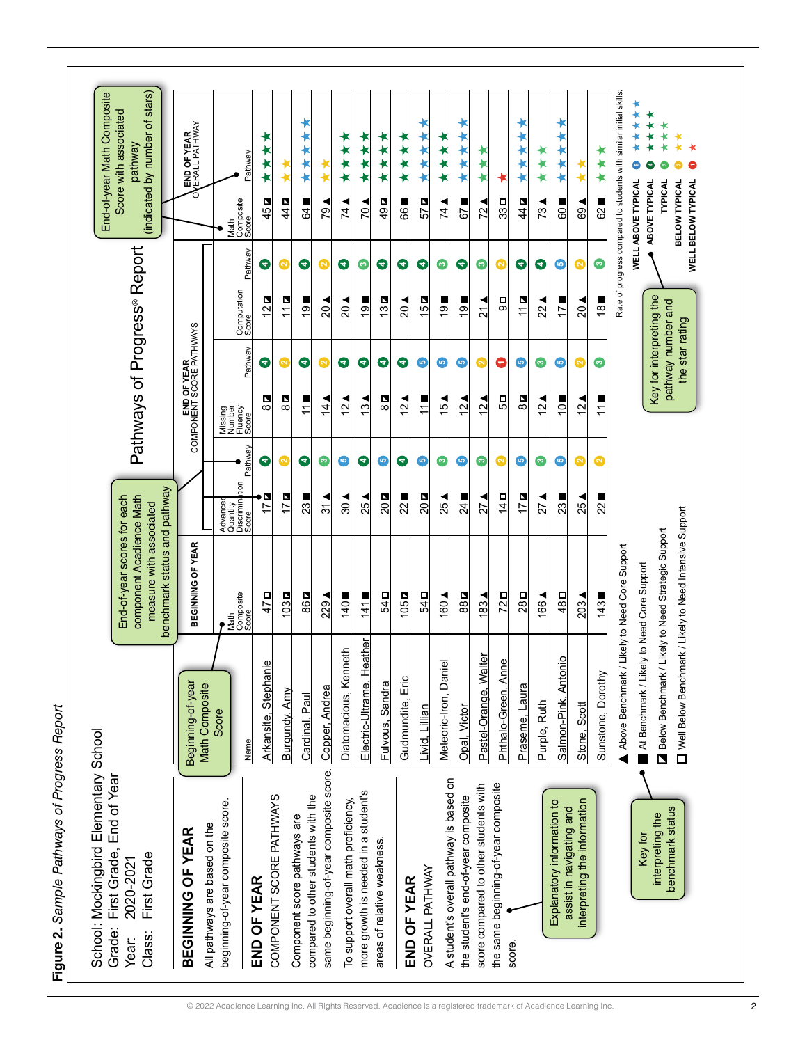**Figure 2.** *Sample Pathways of Progress Report*

School: Mockingbird Elementary School
Grade: First Grade, End of Year
Year: 2020-2021
Class: First Grade

## Pathways of Progress® Report

### BEGINNING OF YEAR

All pathways are based on the beginning-of-year composite score.

### END OF YEAR
COMPONENT SCORE PATHWAYS

Component score pathways are compared to other students with the same beginning-of-year composite score.

To support overall math proficiency, more growth is needed in a student's areas of relative weakness.

### END OF YEAR
OVERALL PATHWAY

A student's overall pathway is based on the student's end-of-year composite score compared to other students with the same beginning-of-year composite score.

| | BEGINNING OF YEAR | END OF YEAR COMPONENT SCORE PATHWAYS | | | | | | END OF YEAR OVERALL PATHWAY | |
|---|---|---|---|---|---|---|---|---|---|
| Name | Math Composite Score | Advanced Quantity Discrimination Score | Pathway | Missing Number Fluency Score | Pathway | Computation Score | Pathway | Math Composite Score | Pathway |
| Arkansite, Stephanie | 47 ☐ | 17 ◪ | 4 | 8 ◪ | 4 | 12 ◪ | 4 | 45 ◪ | ★★★★ |
| Burgundy, Amy | 103 ◪ | 17 ◪ | 2 | 8 ◪ | 2 | 11 ◪ | 2 | 44 ◪ | ★★ |
| Cardinal, Paul | 86 ◪ | 23 ■ | 4 | 11 ■ | 4 | 19 ■ | 4 | 64 ■ | ★★★★★ |
| Copper, Andrea | 229 ▲ | 31 ▲ | 3 | 14 ▲ | 2 | 20 ▲ | 2 | 79 ▲ | ★★ |
| Diatomacious, Kenneth | 140 ■ | 30 ▲ | 5 | 12 ▲ | 4 | 20 ▲ | 4 | 74 ▲ | ★★★★ |
| Electric-Ultrame, Heather | 141 ■ | 25 ▲ | 4 | 13 ▲ | 4 | 19 ■ | 3 | 70 ▲ | ★★★★ |
| Fulvous, Sandra | 54 ☐ | 20 ◪ | 5 | 8 ◪ | 4 | 13 ◪ | 4 | 49 ◪ | ★★★★ |
| Gudmundite, Eric | 105 ◪ | 22 ■ | 4 | 12 ▲ | 4 | 20 ▲ | 4 | 66 ■ | ★★★★ |
| Livid, Lillian | 54 ☐ | 20 ◪ | 5 | 11 ■ | 5 | 15 ◪ | 4 | 57 ◪ | ★★★★★ |
| Meteoric-Iron, Daniel | 160 ▲ | 25 ▲ | 3 | 15 ▲ | 5 | 19 ■ | 3 | 74 ▲ | ★★★★ |
| Opal, Victor | 88 ◪ | 24 ■ | 5 | 12 ▲ | 5 | 19 ■ | 4 | 67 ■ | ★★★★★ |
| Pastel-Orange, Walter | 183 ▲ | 27 ▲ | 3 | 12 ▲ | 2 | 21 ▲ | 3 | 72 ▲ | ★★★ |
| Phthalo-Green, Anne | 72 ☐ | 14 ☐ | 2 | 5 ☐ | 1 | 9 ☐ | 2 | 33 ☐ | ★ |
| Praseme, Laura | 28 ☐ | 17 ◪ | 5 | 8 ◪ | 5 | 11 ◪ | 4 | 44 ◪ | ★★★★★ |
| Purple, Ruth | 166 ▲ | 27 ▲ | 3 | 12 ▲ | 3 | 22 ▲ | 4 | 73 ▲ | ★★★ |
| Salmon-Pink, Antonio | 48 ☐ | 23 ■ | 5 | 10 ■ | 5 | 17 ■ | 5 | 60 ■ | ★★★★★ |
| Stone, Scott | 203 ▲ | 25 ▲ | 2 | 12 ▲ | 2 | 20 ▲ | 2 | 69 ▲ | ★★ |
| Sunstone, Dorothy | 143 ■ | 22 ■ | 2 | 11 ■ | 3 | 18 ■ | 3 | 62 ■ | ★★★ |

▲ Above Benchmark / Likely to Need Core Support
■ At Benchmark / Likely to Need Core Support
◪ Below Benchmark / Likely to Need Strategic Support
☐ Well Below Benchmark / Likely to Need Intensive Support

Rate of progress compared to students with similar initial skills:

- 5 WELL ABOVE TYPICAL ★★★★★
- 4 ABOVE TYPICAL ★★★★
- 3 TYPICAL ★★★
- 2 BELOW TYPICAL ★★
- 1 WELL BELOW TYPICAL ★

Callouts:
- Beginning-of-year Math Composite Score
- End-of-year scores for each component Acadience Math measure with associated benchmark status and pathway
- End-of-year Math Composite Score with associated pathway (indicated by number of stars)
- Key for interpreting the pathway number and the star rating
- Key for interpreting the benchmark status
- Explanatory information to assist in navigating and interpreting the information

© 2022 Acadience Learning Inc. All Rights Reserved. Acadience is a registered trademark of Acadience Learning Inc.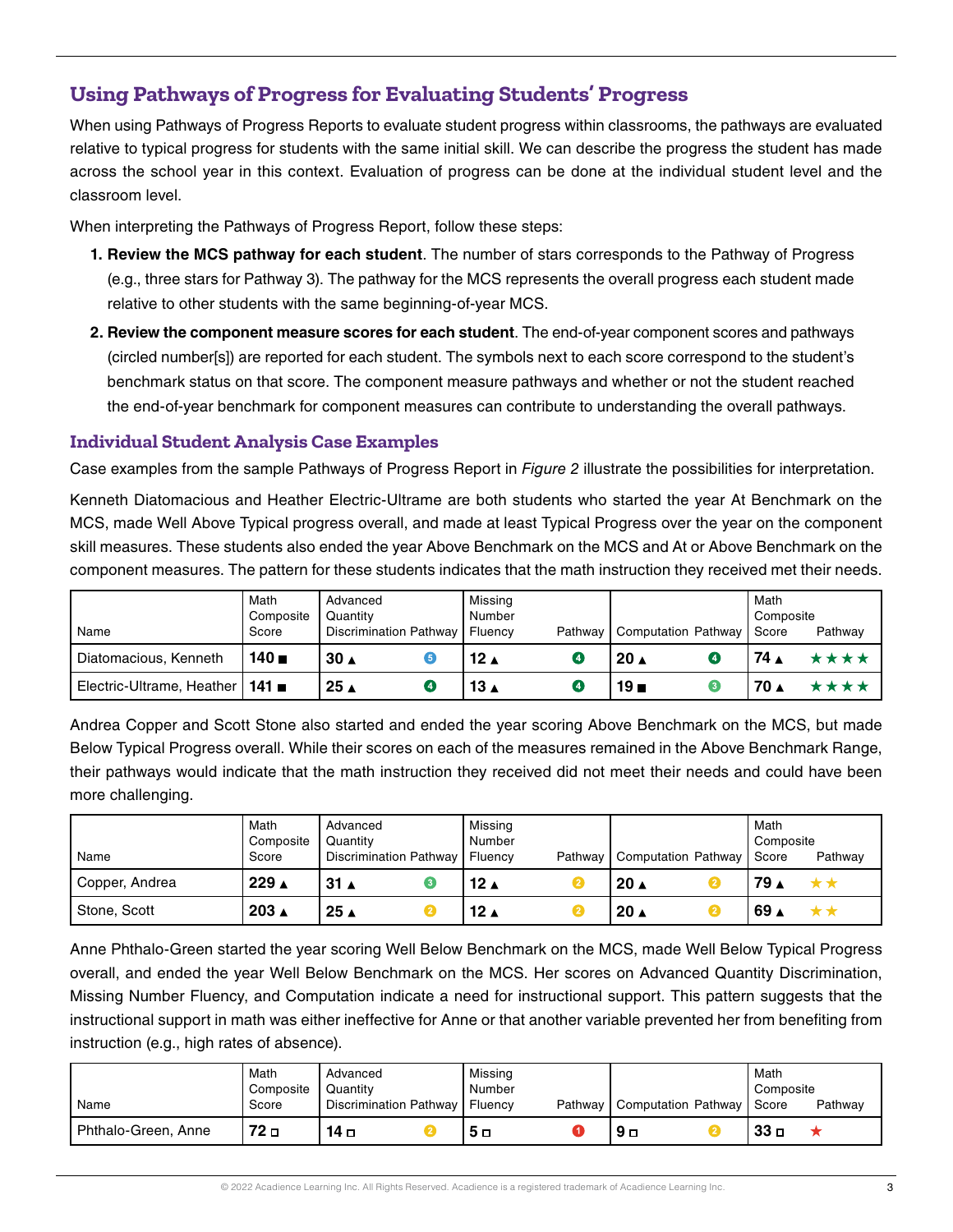## Using Pathways of Progress for Evaluating Students' Progress

When using Pathways of Progress Reports to evaluate student progress within classrooms, the pathways are evaluated relative to typical progress for students with the same initial skill. We can describe the progress the student has made across the school year in this context. Evaluation of progress can be done at the individual student level and the classroom level.

When interpreting the Pathways of Progress Report, follow these steps:

1. **Review the MCS pathway for each student**. The number of stars corresponds to the Pathway of Progress (e.g., three stars for Pathway 3). The pathway for the MCS represents the overall progress each student made relative to other students with the same beginning-of-year MCS.
2. **Review the component measure scores for each student**. The end-of-year component scores and pathways (circled number[s]) are reported for each student. The symbols next to each score correspond to the student's benchmark status on that score. The component measure pathways and whether or not the student reached the end-of-year benchmark for component measures can contribute to understanding the overall pathways.

### Individual Student Analysis Case Examples

Case examples from the sample Pathways of Progress Report in *Figure 2* illustrate the possibilities for interpretation.

Kenneth Diatomacious and Heather Electric-Ultrame are both students who started the year At Benchmark on the MCS, made Well Above Typical progress overall, and made at least Typical Progress over the year on the component skill measures. These students also ended the year Above Benchmark on the MCS and At or Above Benchmark on the component measures. The pattern for these students indicates that the math instruction they received met their needs.

| Name | Math Composite Score | Advanced Quantity Discrimination | Pathway | Missing Number Fluency | Pathway | Computation | Pathway | Math Composite Score | Pathway |
|---|---|---|---|---|---|---|---|---|---|
| Diatomacious, Kenneth | 140 ■ | 30 ▲ | 5 | 12 ▲ | 4 | 20 ▲ | 4 | 74 ▲ | ★★★★ |
| Electric-Ultrame, Heather | 141 ■ | 25 ▲ | 4 | 13 ▲ | 4 | 19 ■ | 3 | 70 ▲ | ★★★★ |

Andrea Copper and Scott Stone also started and ended the year scoring Above Benchmark on the MCS, but made Below Typical Progress overall. While their scores on each of the measures remained in the Above Benchmark Range, their pathways would indicate that the math instruction they received did not meet their needs and could have been more challenging.

| Name | Math Composite Score | Advanced Quantity Discrimination | Pathway | Missing Number Fluency | Pathway | Computation | Pathway | Math Composite Score | Pathway |
|---|---|---|---|---|---|---|---|---|---|
| Copper, Andrea | 229 ▲ | 31 ▲ | 3 | 12 ▲ | 2 | 20 ▲ | 2 | 79 ▲ | ★★ |
| Stone, Scott | 203 ▲ | 25 ▲ | 2 | 12 ▲ | 2 | 20 ▲ | 2 | 69 ▲ | ★★ |

Anne Phthalo-Green started the year scoring Well Below Benchmark on the MCS, made Well Below Typical Progress overall, and ended the year Well Below Benchmark on the MCS. Her scores on Advanced Quantity Discrimination, Missing Number Fluency, and Computation indicate a need for instructional support. This pattern suggests that the instructional support in math was either ineffective for Anne or that another variable prevented her from benefiting from instruction (e.g., high rates of absence).

| Name | Math Composite Score | Advanced Quantity Discrimination | Pathway | Missing Number Fluency | Pathway | Computation | Pathway | Math Composite Score | Pathway |
|---|---|---|---|---|---|---|---|---|---|
| Phthalo-Green, Anne | 72 □ | 14 □ | 2 | 5 □ | 1 | 9 □ | 2 | 33 □ | ★ |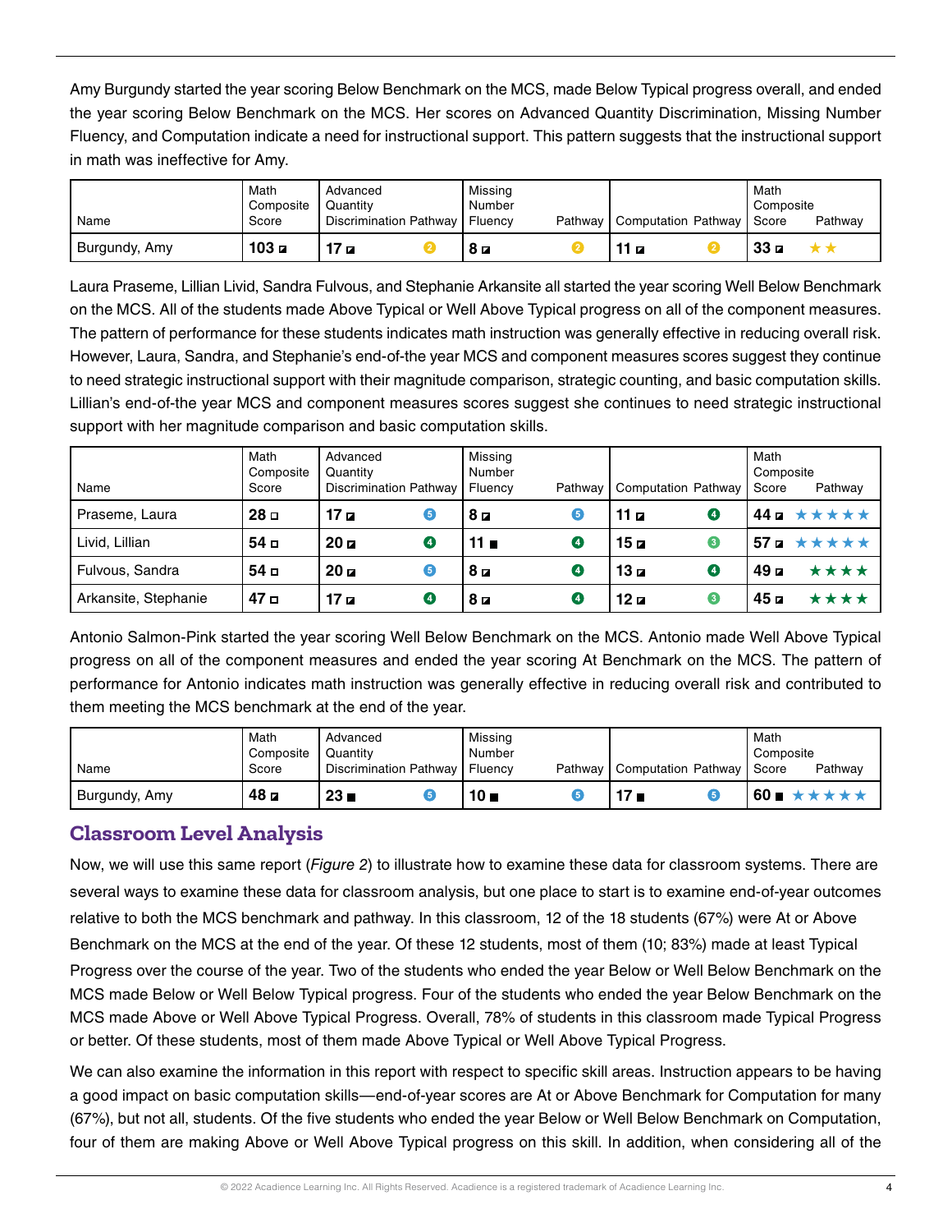Amy Burgundy started the year scoring Below Benchmark on the MCS, made Below Typical progress overall, and ended the year scoring Below Benchmark on the MCS. Her scores on Advanced Quantity Discrimination, Missing Number Fluency, and Computation indicate a need for instructional support. This pattern suggests that the instructional support in math was ineffective for Amy.

| Name | Math Composite Score | Advanced Quantity Discrimination | Pathway | Missing Number Fluency | Pathway | Computation | Pathway | Math Composite Score | Pathway |
|---|---|---|---|---|---|---|---|---|---|
| Burgundy, Amy | 103 | 17 | 2 | 8 | 2 | 11 | 2 | 33 | ★★ |

Laura Praseme, Lillian Livid, Sandra Fulvous, and Stephanie Arkansite all started the year scoring Well Below Benchmark on the MCS. All of the students made Above Typical or Well Above Typical progress on all of the component measures. The pattern of performance for these students indicates math instruction was generally effective in reducing overall risk. However, Laura, Sandra, and Stephanie's end-of-the year MCS and component measures scores suggest they continue to need strategic instructional support with their magnitude comparison, strategic counting, and basic computation skills. Lillian's end-of-the year MCS and component measures scores suggest she continues to need strategic instructional support with her magnitude comparison and basic computation skills.

| Name | Math Composite Score | Advanced Quantity Discrimination | Pathway | Missing Number Fluency | Pathway | Computation | Pathway | Math Composite Score | Pathway |
|---|---|---|---|---|---|---|---|---|---|
| Praseme, Laura | 28 | 17 | 5 | 8 | 5 | 11 | 4 | 44 | ★★★★★ |
| Livid, Lillian | 54 | 20 | 4 | 11 | 4 | 15 | 3 | 57 | ★★★★★ |
| Fulvous, Sandra | 54 | 20 | 5 | 8 | 4 | 13 | 4 | 49 | ★★★★ |
| Arkansite, Stephanie | 47 | 17 | 4 | 8 | 4 | 12 | 3 | 45 | ★★★★ |

Antonio Salmon-Pink started the year scoring Well Below Benchmark on the MCS. Antonio made Well Above Typical progress on all of the component measures and ended the year scoring At Benchmark on the MCS. The pattern of performance for Antonio indicates math instruction was generally effective in reducing overall risk and contributed to them meeting the MCS benchmark at the end of the year.

| Name | Math Composite Score | Advanced Quantity Discrimination | Pathway | Missing Number Fluency | Pathway | Computation | Pathway | Math Composite Score | Pathway |
|---|---|---|---|---|---|---|---|---|---|
| Burgundy, Amy | 48 | 23 | 5 | 10 | 5 | 17 | 5 | 60 | ★★★★★ |

## Classroom Level Analysis

Now, we will use this same report (*Figure 2*) to illustrate how to examine these data for classroom systems. There are several ways to examine these data for classroom analysis, but one place to start is to examine end-of-year outcomes relative to both the MCS benchmark and pathway. In this classroom, 12 of the 18 students (67%) were At or Above Benchmark on the MCS at the end of the year. Of these 12 students, most of them (10; 83%) made at least Typical Progress over the course of the year. Two of the students who ended the year Below or Well Below Benchmark on the MCS made Below or Well Below Typical progress. Four of the students who ended the year Below Benchmark on the MCS made Above or Well Above Typical Progress. Overall, 78% of students in this classroom made Typical Progress or better. Of these students, most of them made Above Typical or Well Above Typical Progress.

We can also examine the information in this report with respect to specific skill areas. Instruction appears to be having a good impact on basic computation skills—end-of-year scores are At or Above Benchmark for Computation for many (67%), but not all, students. Of the five students who ended the year Below or Well Below Benchmark on Computation, four of them are making Above or Well Above Typical progress on this skill. In addition, when considering all of the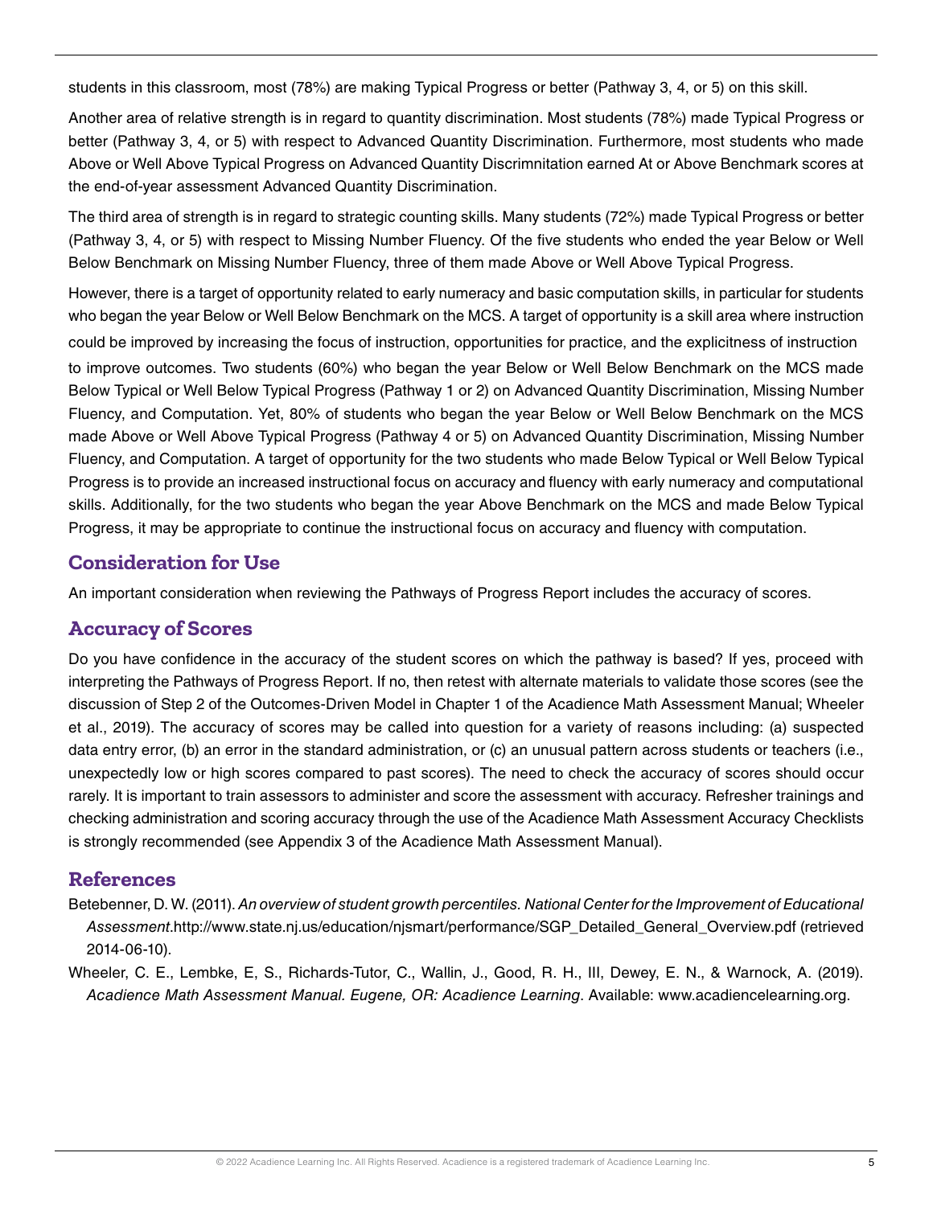students in this classroom, most (78%) are making Typical Progress or better (Pathway 3, 4, or 5) on this skill.

Another area of relative strength is in regard to quantity discrimination. Most students (78%) made Typical Progress or better (Pathway 3, 4, or 5) with respect to Advanced Quantity Discrimination. Furthermore, most students who made Above or Well Above Typical Progress on Advanced Quantity Discrimnitation earned At or Above Benchmark scores at the end-of-year assessment Advanced Quantity Discrimination.

The third area of strength is in regard to strategic counting skills. Many students (72%) made Typical Progress or better (Pathway 3, 4, or 5) with respect to Missing Number Fluency. Of the five students who ended the year Below or Well Below Benchmark on Missing Number Fluency, three of them made Above or Well Above Typical Progress.

However, there is a target of opportunity related to early numeracy and basic computation skills, in particular for students who began the year Below or Well Below Benchmark on the MCS. A target of opportunity is a skill area where instruction could be improved by increasing the focus of instruction, opportunities for practice, and the explicitness of instruction to improve outcomes. Two students (60%) who began the year Below or Well Below Benchmark on the MCS made Below Typical or Well Below Typical Progress (Pathway 1 or 2) on Advanced Quantity Discrimination, Missing Number Fluency, and Computation. Yet, 80% of students who began the year Below or Well Below Benchmark on the MCS made Above or Well Above Typical Progress (Pathway 4 or 5) on Advanced Quantity Discrimination, Missing Number Fluency, and Computation. A target of opportunity for the two students who made Below Typical or Well Below Typical Progress is to provide an increased instructional focus on accuracy and fluency with early numeracy and computational skills. Additionally, for the two students who began the year Above Benchmark on the MCS and made Below Typical Progress, it may be appropriate to continue the instructional focus on accuracy and fluency with computation.

## Consideration for Use

An important consideration when reviewing the Pathways of Progress Report includes the accuracy of scores.

## Accuracy of Scores

Do you have confidence in the accuracy of the student scores on which the pathway is based? If yes, proceed with interpreting the Pathways of Progress Report. If no, then retest with alternate materials to validate those scores (see the discussion of Step 2 of the Outcomes-Driven Model in Chapter 1 of the Acadience Math Assessment Manual; Wheeler et al., 2019). The accuracy of scores may be called into question for a variety of reasons including: (a) suspected data entry error, (b) an error in the standard administration, or (c) an unusual pattern across students or teachers (i.e., unexpectedly low or high scores compared to past scores). The need to check the accuracy of scores should occur rarely. It is important to train assessors to administer and score the assessment with accuracy. Refresher trainings and checking administration and scoring accuracy through the use of the Acadience Math Assessment Accuracy Checklists is strongly recommended (see Appendix 3 of the Acadience Math Assessment Manual).

## References

Betebenner, D. W. (2011). *An overview of student growth percentiles. National Center for the Improvement of Educational Assessment*.http://www.state.nj.us/education/njsmart/performance/SGP_Detailed_General_Overview.pdf (retrieved 2014-06-10).

Wheeler, C. E., Lembke, E, S., Richards-Tutor, C., Wallin, J., Good, R. H., III, Dewey, E. N., & Warnock, A. (2019). *Acadience Math Assessment Manual. Eugene, OR: Acadience Learning*. Available: www.acadiencelearning.org.